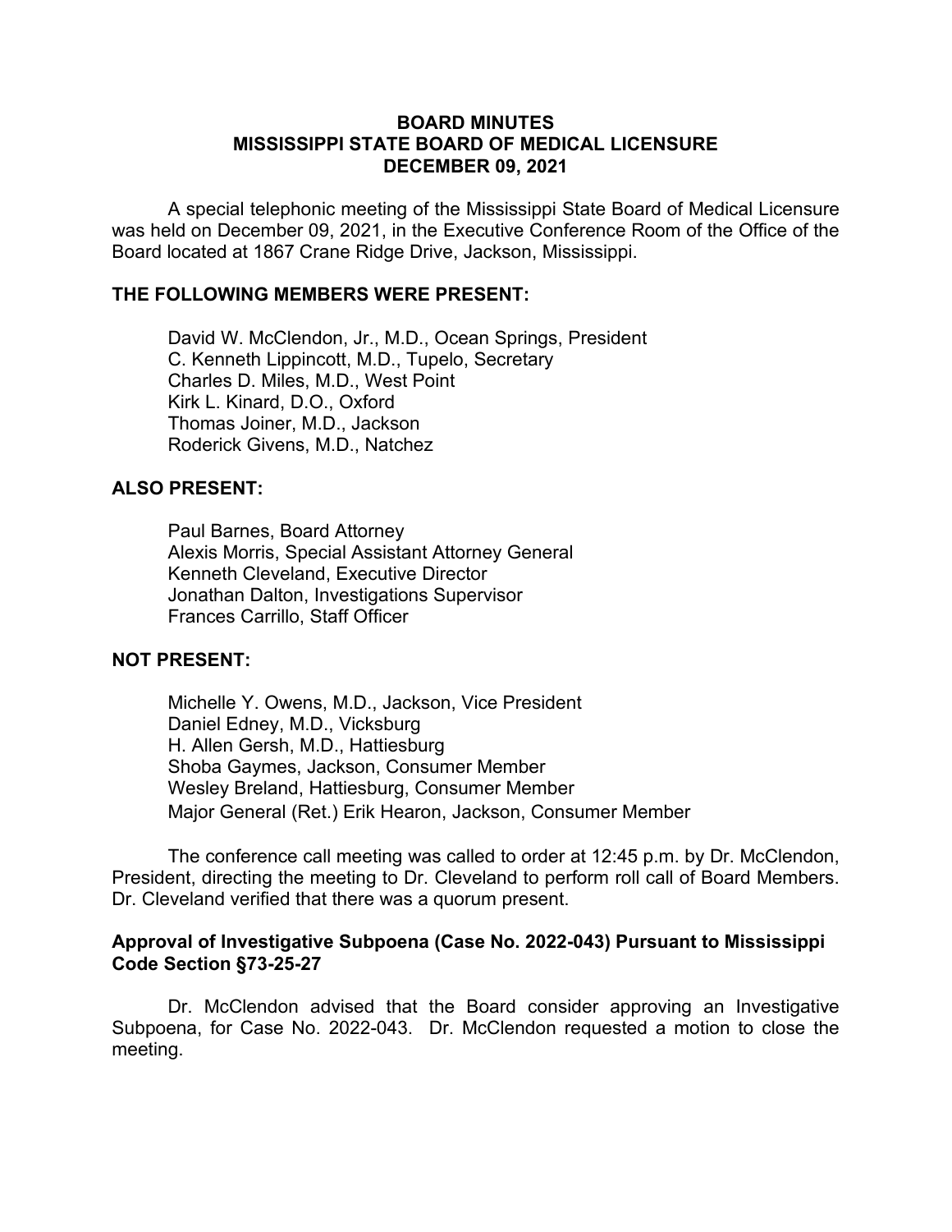# BOARD MINUTES
# MISSISSIPPI STATE BOARD OF MEDICAL LICENSURE
# DECEMBER 09, 2021

A special telephonic meeting of the Mississippi State Board of Medical Licensure was held on December 09, 2021, in the Executive Conference Room of the Office of the Board located at 1867 Crane Ridge Drive, Jackson, Mississippi.

## THE FOLLOWING MEMBERS WERE PRESENT:

David W. McClendon, Jr., M.D., Ocean Springs, President
C. Kenneth Lippincott, M.D., Tupelo, Secretary
Charles D. Miles, M.D., West Point
Kirk L. Kinard, D.O., Oxford
Thomas Joiner, M.D., Jackson
Roderick Givens, M.D., Natchez

## ALSO PRESENT:

Paul Barnes, Board Attorney
Alexis Morris, Special Assistant Attorney General
Kenneth Cleveland, Executive Director
Jonathan Dalton, Investigations Supervisor
Frances Carrillo, Staff Officer

## NOT PRESENT:

Michelle Y. Owens, M.D., Jackson, Vice President
Daniel Edney, M.D., Vicksburg
H. Allen Gersh, M.D., Hattiesburg
Shoba Gaymes, Jackson, Consumer Member
Wesley Breland, Hattiesburg, Consumer Member
Major General (Ret.) Erik Hearon, Jackson, Consumer Member

The conference call meeting was called to order at 12:45 p.m. by Dr. McClendon, President, directing the meeting to Dr. Cleveland to perform roll call of Board Members. Dr. Cleveland verified that there was a quorum present.

## Approval of Investigative Subpoena (Case No. 2022-043) Pursuant to Mississippi Code Section §73-25-27

Dr. McClendon advised that the Board consider approving an Investigative Subpoena, for Case No. 2022-043. Dr. McClendon requested a motion to close the meeting.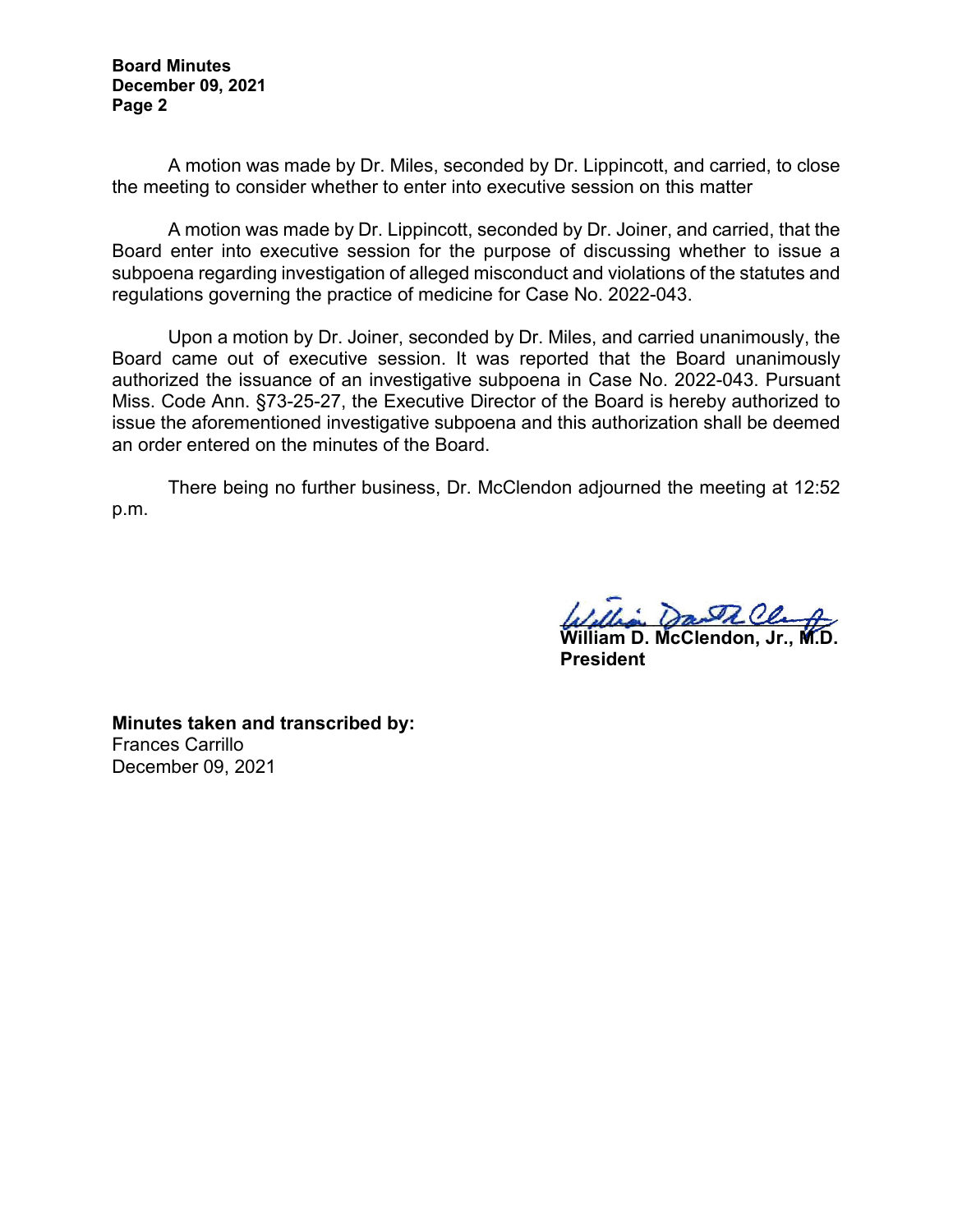A motion was made by Dr. Miles, seconded by Dr. Lippincott, and carried, to close the meeting to consider whether to enter into executive session on this matter

A motion was made by Dr. Lippincott, seconded by Dr. Joiner, and carried, that the Board enter into executive session for the purpose of discussing whether to issue a subpoena regarding investigation of alleged misconduct and violations of the statutes and regulations governing the practice of medicine for Case No. 2022-043.

Upon a motion by Dr. Joiner, seconded by Dr. Miles, and carried unanimously, the Board came out of executive session. It was reported that the Board unanimously authorized the issuance of an investigative subpoena in Case No. 2022-043. Pursuant Miss. Code Ann. §73-25-27, the Executive Director of the Board is hereby authorized to issue the aforementioned investigative subpoena and this authorization shall be deemed an order entered on the minutes of the Board.

There being no further business, Dr. McClendon adjourned the meeting at 12:52 p.m.

**William D. McClendon, Jr., M.D.**
**President**

**Minutes taken and transcribed by:**
Frances Carrillo
December 09, 2021